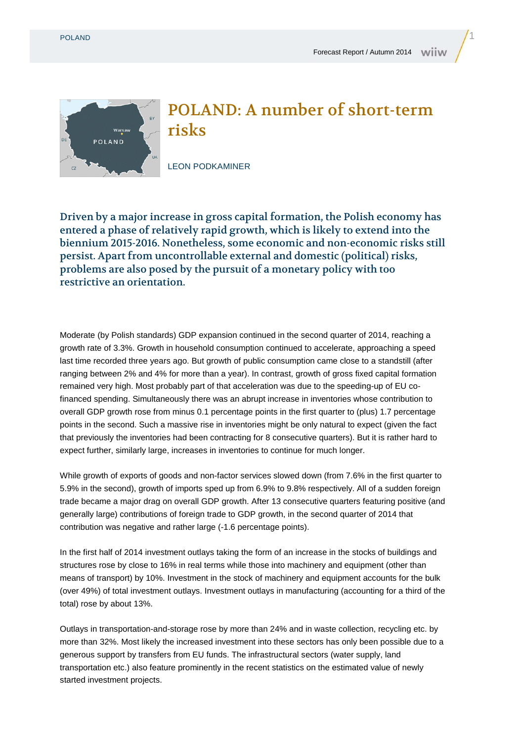# POLAND: A number of short-term risks

LEON PODKAMINER

**Driven by a major increase in gross capital formation, the Polish economy has entered a phase of relatively rapid growth, which is likely to extend into the biennium 2015-2016. Nonetheless, some economic and non-economic risks still persist. Apart from uncontrollable external and domestic (political) risks, problems are also posed by the pursuit of a monetary policy with too restrictive an orientation.**

Moderate (by Polish standards) GDP expansion continued in the second quarter of 2014, reaching a growth rate of 3.3%. Growth in household consumption continued to accelerate, approaching a speed last time recorded three years ago. But growth of public consumption came close to a standstill (after ranging between 2% and 4% for more than a year). In contrast, growth of gross fixed capital formation remained very high. Most probably part of that acceleration was due to the speeding-up of EU co-financed spending. Simultaneously there was an abrupt increase in inventories whose contribution to overall GDP growth rose from minus 0.1 percentage points in the first quarter to (plus) 1.7 percentage points in the second. Such a massive rise in inventories might be only natural to expect (given the fact that previously the inventories had been contracting for 8 consecutive quarters). But it is rather hard to expect further, similarly large, increases in inventories to continue for much longer.

While growth of exports of goods and non-factor services slowed down (from 7.6% in the first quarter to 5.9% in the second), growth of imports sped up from 6.9% to 9.8% respectively. All of a sudden foreign trade became a major drag on overall GDP growth. After 13 consecutive quarters featuring positive (and generally large) contributions of foreign trade to GDP growth, in the second quarter of 2014 that contribution was negative and rather large (-1.6 percentage points).

In the first half of 2014 investment outlays taking the form of an increase in the stocks of buildings and structures rose by close to 16% in real terms while those into machinery and equipment (other than means of transport) by 10%. Investment in the stock of machinery and equipment accounts for the bulk (over 49%) of total investment outlays. Investment outlays in manufacturing (accounting for a third of the total) rose by about 13%.

Outlays in transportation-and-storage rose by more than 24% and in waste collection, recycling etc. by more than 32%. Most likely the increased investment into these sectors has only been possible due to a generous support by transfers from EU funds. The infrastructural sectors (water supply, land transportation etc.) also feature prominently in the recent statistics on the estimated value of newly started investment projects.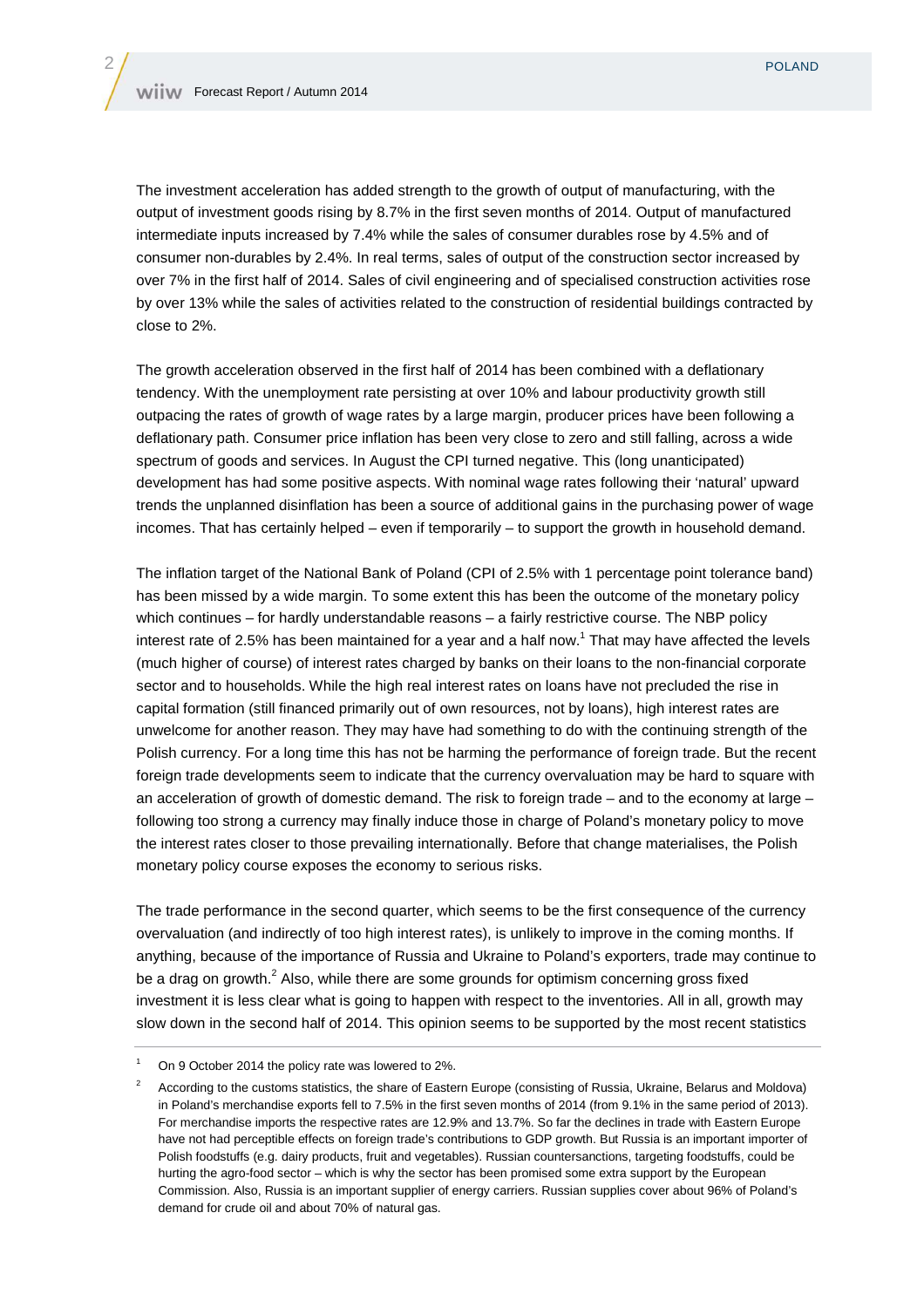The investment acceleration has added strength to the growth of output of manufacturing, with the output of investment goods rising by 8.7% in the first seven months of 2014. Output of manufactured intermediate inputs increased by 7.4% while the sales of consumer durables rose by 4.5% and of consumer non-durables by 2.4%. In real terms, sales of output of the construction sector increased by over 7% in the first half of 2014. Sales of civil engineering and of specialised construction activities rose by over 13% while the sales of activities related to the construction of residential buildings contracted by close to 2%.

The growth acceleration observed in the first half of 2014 has been combined with a deflationary tendency. With the unemployment rate persisting at over 10% and labour productivity growth still outpacing the rates of growth of wage rates by a large margin, producer prices have been following a deflationary path. Consumer price inflation has been very close to zero and still falling, across a wide spectrum of goods and services. In August the CPI turned negative. This (long unanticipated) development has had some positive aspects. With nominal wage rates following their 'natural' upward trends the unplanned disinflation has been a source of additional gains in the purchasing power of wage incomes. That has certainly helped – even if temporarily – to support the growth in household demand.

The inflation target of the National Bank of Poland (CPI of 2.5% with 1 percentage point tolerance band) has been missed by a wide margin. To some extent this has been the outcome of the monetary policy which continues – for hardly understandable reasons – a fairly restrictive course. The NBP policy interest rate of 2.5% has been maintained for a year and a half now.[1] That may have affected the levels (much higher of course) of interest rates charged by banks on their loans to the non-financial corporate sector and to households. While the high real interest rates on loans have not precluded the rise in capital formation (still financed primarily out of own resources, not by loans), high interest rates are unwelcome for another reason. They may have had something to do with the continuing strength of the Polish currency. For a long time this has not be harming the performance of foreign trade. But the recent foreign trade developments seem to indicate that the currency overvaluation may be hard to square with an acceleration of growth of domestic demand. The risk to foreign trade – and to the economy at large – following too strong a currency may finally induce those in charge of Poland's monetary policy to move the interest rates closer to those prevailing internationally. Before that change materialises, the Polish monetary policy course exposes the economy to serious risks.

The trade performance in the second quarter, which seems to be the first consequence of the currency overvaluation (and indirectly of too high interest rates), is unlikely to improve in the coming months. If anything, because of the importance of Russia and Ukraine to Poland's exporters, trade may continue to be a drag on growth.[2] Also, while there are some grounds for optimism concerning gross fixed investment it is less clear what is going to happen with respect to the inventories. All in all, growth may slow down in the second half of 2014. This opinion seems to be supported by the most recent statistics

---

[1] On 9 October 2014 the policy rate was lowered to 2%.

[2] According to the customs statistics, the share of Eastern Europe (consisting of Russia, Ukraine, Belarus and Moldova) in Poland's merchandise exports fell to 7.5% in the first seven months of 2014 (from 9.1% in the same period of 2013). For merchandise imports the respective rates are 12.9% and 13.7%. So far the declines in trade with Eastern Europe have not had perceptible effects on foreign trade's contributions to GDP growth. But Russia is an important importer of Polish foodstuffs (e.g. dairy products, fruit and vegetables). Russian countersanctions, targeting foodstuffs, could be hurting the agro-food sector – which is why the sector has been promised some extra support by the European Commission. Also, Russia is an important supplier of energy carriers. Russian supplies cover about 96% of Poland's demand for crude oil and about 70% of natural gas.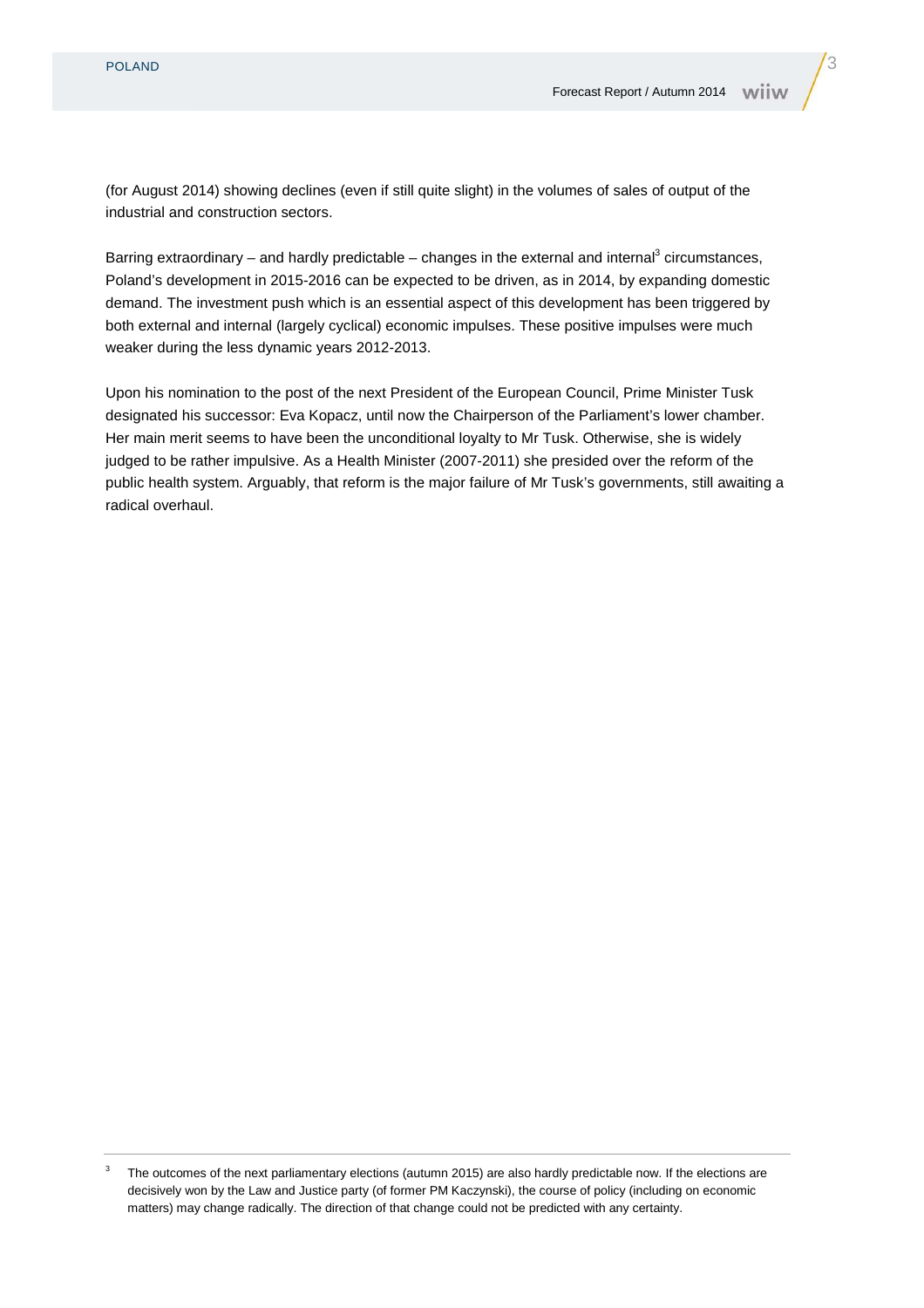(for August 2014) showing declines (even if still quite slight) in the volumes of sales of output of the industrial and construction sectors.

Barring extraordinary – and hardly predictable – changes in the external and internal[3] circumstances, Poland's development in 2015-2016 can be expected to be driven, as in 2014, by expanding domestic demand. The investment push which is an essential aspect of this development has been triggered by both external and internal (largely cyclical) economic impulses. These positive impulses were much weaker during the less dynamic years 2012-2013.

Upon his nomination to the post of the next President of the European Council, Prime Minister Tusk designated his successor: Eva Kopacz, until now the Chairperson of the Parliament's lower chamber. Her main merit seems to have been the unconditional loyalty to Mr Tusk. Otherwise, she is widely judged to be rather impulsive. As a Health Minister (2007-2011) she presided over the reform of the public health system. Arguably, that reform is the major failure of Mr Tusk's governments, still awaiting a radical overhaul.

---

[3] The outcomes of the next parliamentary elections (autumn 2015) are also hardly predictable now. If the elections are decisively won by the Law and Justice party (of former PM Kaczynski), the course of policy (including on economic matters) may change radically. The direction of that change could not be predicted with any certainty.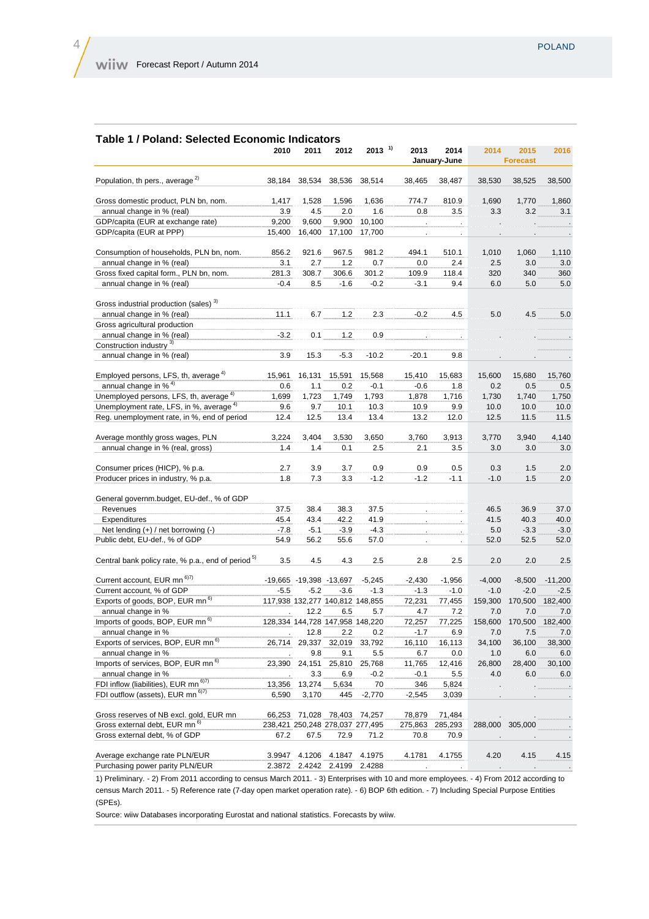## Table 1 / Poland: Selected Economic Indicators

| | 2010 | 2011 | 2012 | 2013 1) | 2013 | 2014 | 2014 | 2015 | 2016 |
|---|---|---|---|---|---|---|---|---|---|
| | | | | | January-June | | | Forecast | |
| Population, th pers., average 2) | 38,184 | 38,534 | 38,536 | 38,514 | 38,465 | 38,487 | 38,530 | 38,525 | 38,500 |
| Gross domestic product, PLN bn, nom. | 1,417 | 1,528 | 1,596 | 1,636 | 774.7 | 810.9 | 1,690 | 1,770 | 1,860 |
| annual change in % (real) | 3.9 | 4.5 | 2.0 | 1.6 | 0.8 | 3.5 | 3.3 | 3.2 | 3.1 |
| GDP/capita (EUR at exchange rate) | 9,200 | 9,600 | 9,900 | 10,100 | . | . | . | . | . |
| GDP/capita (EUR at PPP) | 15,400 | 16,400 | 17,100 | 17,700 | . | . | . | . | . |
| Consumption of households, PLN bn, nom. | 856.2 | 921.6 | 967.5 | 981.2 | 494.1 | 510.1 | 1,010 | 1,060 | 1,110 |
| annual change in % (real) | 3.1 | 2.7 | 1.2 | 0.7 | 0.0 | 2.4 | 2.5 | 3.0 | 3.0 |
| Gross fixed capital form., PLN bn, nom. | 281.3 | 308.7 | 306.6 | 301.2 | 109.9 | 118.4 | 320 | 340 | 360 |
| annual change in % (real) | -0.4 | 8.5 | -1.6 | -0.2 | -3.1 | 9.4 | 6.0 | 5.0 | 5.0 |
| Gross industrial production (sales) 3) | | | | | | | | | |
| annual change in % (real) | 11.1 | 6.7 | 1.2 | 2.3 | -0.2 | 4.5 | 5.0 | 4.5 | 5.0 |
| Gross agricultural production | | | | | | | | | |
| annual change in % (real) | -3.2 | 0.1 | 1.2 | 0.9 | . | . | . | . | . |
| Construction industry 3) | | | | | | | | | |
| annual change in % (real) | 3.9 | 15.3 | -5.3 | -10.2 | -20.1 | 9.8 | . | . | . |
| Employed persons, LFS, th, average 4) | 15,961 | 16,131 | 15,591 | 15,568 | 15,410 | 15,683 | 15,600 | 15,680 | 15,760 |
| annual change in % 4) | 0.6 | 1.1 | 0.2 | -0.1 | -0.6 | 1.8 | 0.2 | 0.5 | 0.5 |
| Unemployed persons, LFS, th, average 4) | 1,699 | 1,723 | 1,749 | 1,793 | 1,878 | 1,716 | 1,730 | 1,740 | 1,750 |
| Unemployment rate, LFS, in %, average 4) | 9.6 | 9.7 | 10.1 | 10.3 | 10.9 | 9.9 | 10.0 | 10.0 | 10.0 |
| Reg. unemployment rate, in %, end of period | 12.4 | 12.5 | 13.4 | 13.4 | 13.2 | 12.0 | 12.5 | 11.5 | 11.5 |
| Average monthly gross wages, PLN | 3,224 | 3,404 | 3,530 | 3,650 | 3,760 | 3,913 | 3,770 | 3,940 | 4,140 |
| annual change in % (real, gross) | 1.4 | 1.4 | 0.1 | 2.5 | 2.1 | 3.5 | 3.0 | 3.0 | 3.0 |
| Consumer prices (HICP), % p.a. | 2.7 | 3.9 | 3.7 | 0.9 | 0.9 | 0.5 | 0.3 | 1.5 | 2.0 |
| Producer prices in industry, % p.a. | 1.8 | 7.3 | 3.3 | -1.2 | -1.2 | -1.1 | -1.0 | 1.5 | 2.0 |
| General governm.budget, EU-def., % of GDP | | | | | | | | | |
| Revenues | 37.5 | 38.4 | 38.3 | 37.5 | . | . | 46.5 | 36.9 | 37.0 |
| Expenditures | 45.4 | 43.4 | 42.2 | 41.9 | . | . | 41.5 | 40.3 | 40.0 |
| Net lending (+) / net borrowing (-) | -7.8 | -5.1 | -3.9 | -4.3 | . | . | 5.0 | -3.3 | -3.0 |
| Public debt, EU-def., % of GDP | 54.9 | 56.2 | 55.6 | 57.0 | . | . | 52.0 | 52.5 | 52.0 |
| Central bank policy rate, % p.a., end of period 5) | 3.5 | 4.5 | 4.3 | 2.5 | 2.8 | 2.5 | 2.0 | 2.0 | 2.5 |
| Current account, EUR mn 6)7) | -19,665 | -19,398 | -13,697 | -5,245 | -2,430 | -1,956 | -4,000 | -8,500 | -11,200 |
| Current account, % of GDP | -5.5 | -5.2 | -3.6 | -1.3 | -1.3 | -1.0 | -1.0 | -2.0 | -2.5 |
| Exports of goods, BOP, EUR mn 6) | 117,938 | 132,277 | 140,812 | 148,855 | 72,231 | 77,455 | 159,300 | 170,500 | 182,400 |
| annual change in % | . | 12.2 | 6.5 | 5.7 | 4.7 | 7.2 | 7.0 | 7.0 | 7.0 |
| Imports of goods, BOP, EUR mn 6) | 128,334 | 144,728 | 147,958 | 148,220 | 72,257 | 77,225 | 158,600 | 170,500 | 182,400 |
| annual change in % | . | 12.8 | 2.2 | 0.2 | -1.7 | 6.9 | 7.0 | 7.5 | 7.0 |
| Exports of services, BOP, EUR mn 6) | 26,714 | 29,337 | 32,019 | 33,792 | 16,110 | 16,113 | 34,100 | 36,100 | 38,300 |
| annual change in % | . | 9.8 | 9.1 | 5.5 | 6.7 | 0.0 | 1.0 | 6.0 | 6.0 |
| Imports of services, BOP, EUR mn 6) | 23,390 | 24,151 | 25,810 | 25,768 | 11,765 | 12,416 | 26,800 | 28,400 | 30,100 |
| annual change in % | . | 3.3 | 6.9 | -0.2 | -0.1 | 5.5 | 4.0 | 6.0 | 6.0 |
| FDI inflow (liabilities), EUR mn 6)7) | 13,356 | 13,274 | 5,634 | 70 | 346 | 5,824 | . | . | . |
| FDI outflow (assets), EUR mn 6)7) | 6,590 | 3,170 | 445 | -2,770 | -2,545 | 3,039 | . | . | . |
| Gross reserves of NB excl. gold, EUR mn | 66,253 | 71,028 | 78,403 | 74,257 | 78,879 | 71,484 | . | . | . |
| Gross external debt, EUR mn 6) | 238,421 | 250,248 | 278,037 | 277,495 | 275,863 | 285,293 | 288,000 | 305,000 | . |
| Gross external debt, % of GDP | 67.2 | 67.5 | 72.9 | 71.2 | 70.8 | 70.9 | . | . | . |
| Average exchange rate PLN/EUR | 3.9947 | 4.1206 | 4.1847 | 4.1975 | 4.1781 | 4.1755 | 4.20 | 4.15 | 4.15 |
| Purchasing power parity PLN/EUR | 2.3872 | 2.4242 | 2.4199 | 2.4288 | . | . | . | . | . |

1) Preliminary. - 2) From 2011 according to census March 2011. - 3) Enterprises with 10 and more employees. - 4) From 2012 according to census March 2011. - 5) Reference rate (7-day open market operation rate). - 6) BOP 6th edition. - 7) Including Special Purpose Entities (SPEs).

Source: wiiw Databases incorporating Eurostat and national statistics. Forecasts by wiiw.